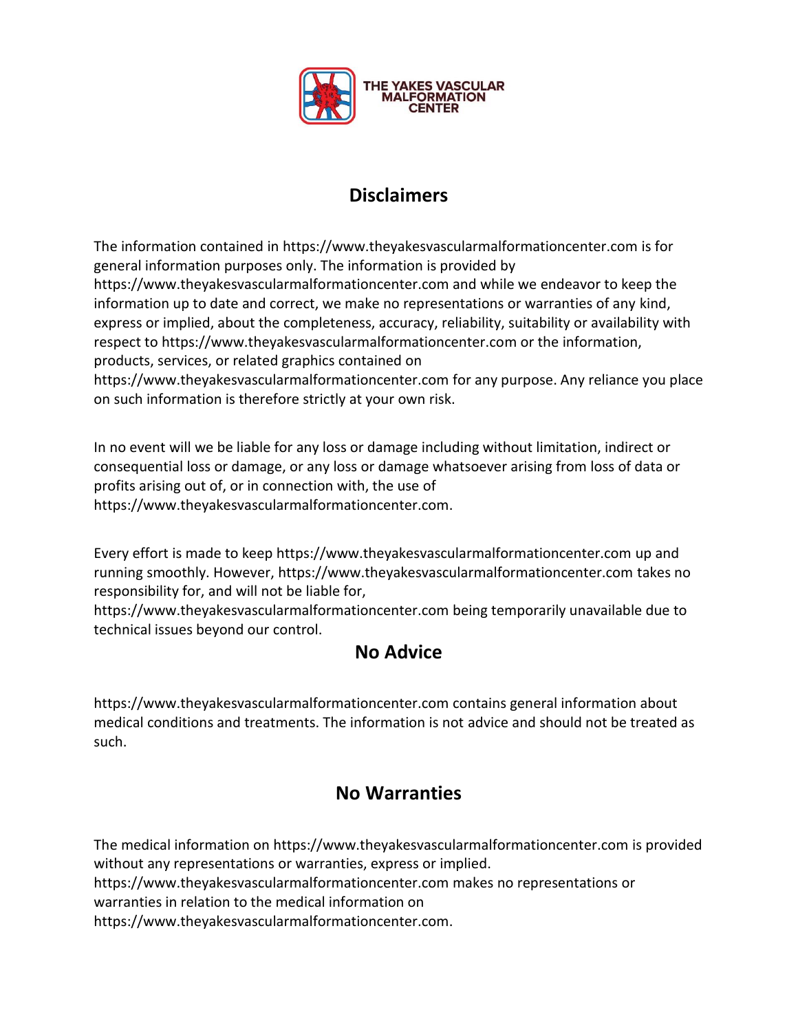THE YAKES VASCULAR MALFORMATION CENTER

## Disclaimers

The information contained in https://www.theyakesvascularmalformationcenter.com is for general information purposes only. The information is provided by https://www.theyakesvascularmalformationcenter.com and while we endeavor to keep the information up to date and correct, we make no representations or warranties of any kind, express or implied, about the completeness, accuracy, reliability, suitability or availability with respect to https://www.theyakesvascularmalformationcenter.com or the information, products, services, or related graphics contained on https://www.theyakesvascularmalformationcenter.com for any purpose. Any reliance you place on such information is therefore strictly at your own risk.

In no event will we be liable for any loss or damage including without limitation, indirect or consequential loss or damage, or any loss or damage whatsoever arising from loss of data or profits arising out of, or in connection with, the use of https://www.theyakesvascularmalformationcenter.com.

Every effort is made to keep https://www.theyakesvascularmalformationcenter.com up and running smoothly. However, https://www.theyakesvascularmalformationcenter.com takes no responsibility for, and will not be liable for, https://www.theyakesvascularmalformationcenter.com being temporarily unavailable due to technical issues beyond our control.

## No Advice

https://www.theyakesvascularmalformationcenter.com contains general information about medical conditions and treatments. The information is not advice and should not be treated as such.

## No Warranties

The medical information on https://www.theyakesvascularmalformationcenter.com is provided without any representations or warranties, express or implied. https://www.theyakesvascularmalformationcenter.com makes no representations or warranties in relation to the medical information on https://www.theyakesvascularmalformationcenter.com.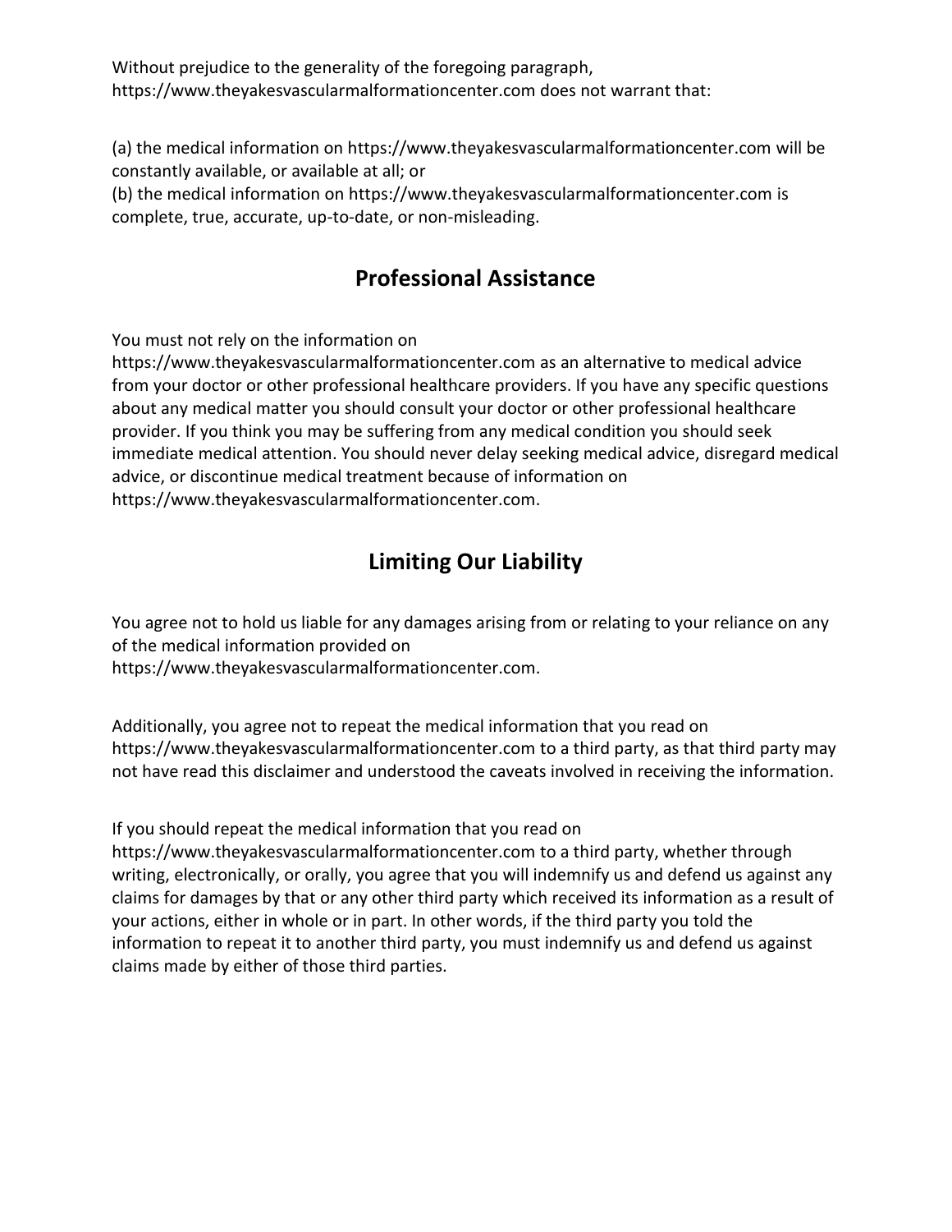Without prejudice to the generality of the foregoing paragraph, https://www.theyakesvascularmalformationcenter.com does not warrant that:

(a) the medical information on https://www.theyakesvascularmalformationcenter.com will be constantly available, or available at all; or
(b) the medical information on https://www.theyakesvascularmalformationcenter.com is complete, true, accurate, up-to-date, or non-misleading.

## Professional Assistance

You must not rely on the information on https://www.theyakesvascularmalformationcenter.com as an alternative to medical advice from your doctor or other professional healthcare providers. If you have any specific questions about any medical matter you should consult your doctor or other professional healthcare provider. If you think you may be suffering from any medical condition you should seek immediate medical attention. You should never delay seeking medical advice, disregard medical advice, or discontinue medical treatment because of information on https://www.theyakesvascularmalformationcenter.com.

## Limiting Our Liability

You agree not to hold us liable for any damages arising from or relating to your reliance on any of the medical information provided on https://www.theyakesvascularmalformationcenter.com.

Additionally, you agree not to repeat the medical information that you read on https://www.theyakesvascularmalformationcenter.com to a third party, as that third party may not have read this disclaimer and understood the caveats involved in receiving the information.

If you should repeat the medical information that you read on https://www.theyakesvascularmalformationcenter.com to a third party, whether through writing, electronically, or orally, you agree that you will indemnify us and defend us against any claims for damages by that or any other third party which received its information as a result of your actions, either in whole or in part. In other words, if the third party you told the information to repeat it to another third party, you must indemnify us and defend us against claims made by either of those third parties.